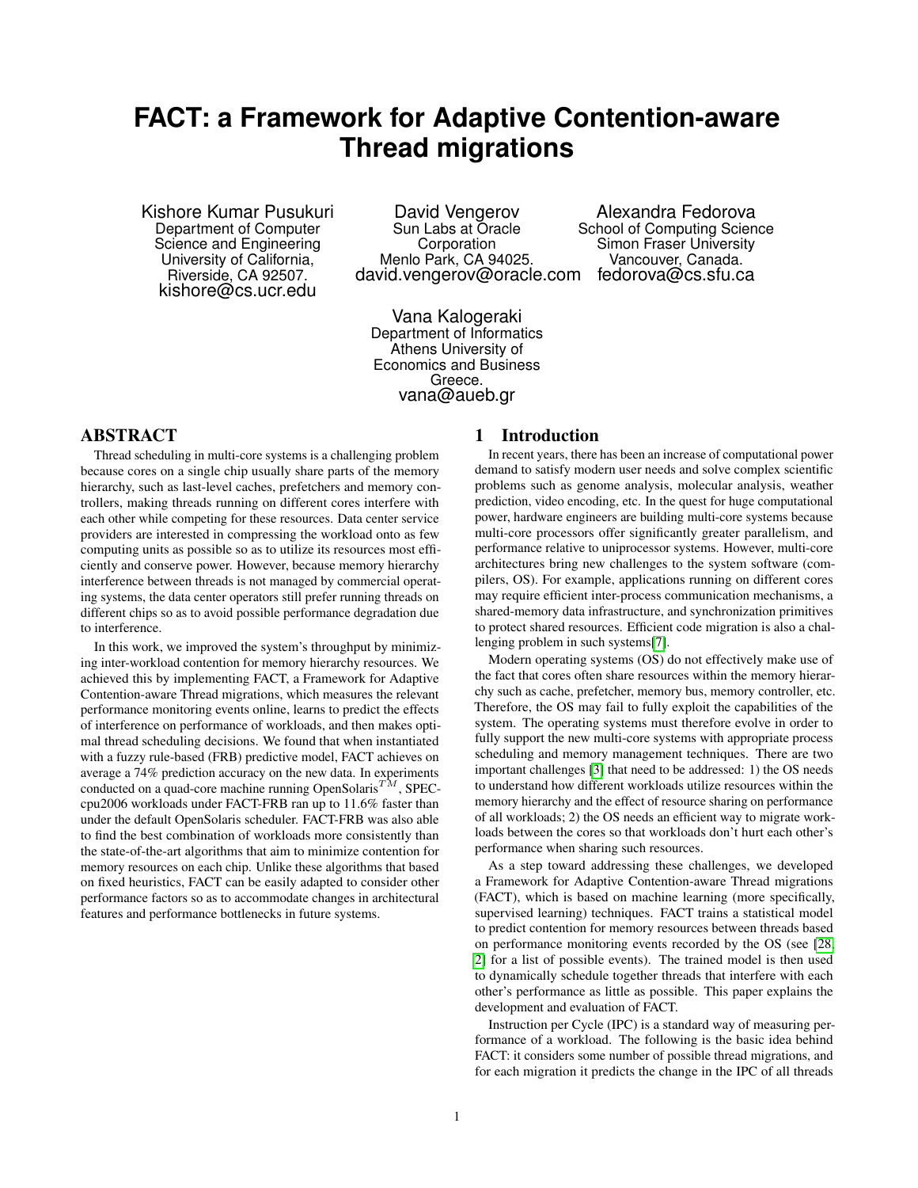# FACT: a Framework for Adaptive Contention-aware Thread migrations

Kishore Kumar Pusukuri
Department of Computer Science and Engineering
University of California, Riverside, CA 92507.
kishore@cs.ucr.edu

David Vengerov
Sun Labs at Oracle Corporation
Menlo Park, CA 94025.
david.vengerov@oracle.com

Alexandra Fedorova
School of Computing Science
Simon Fraser University
Vancouver, Canada.
fedorova@cs.sfu.ca

Vana Kalogeraki
Department of Informatics
Athens University of Economics and Business
Greece.
vana@aueb.gr

## ABSTRACT

Thread scheduling in multi-core systems is a challenging problem because cores on a single chip usually share parts of the memory hierarchy, such as last-level caches, prefetchers and memory controllers, making threads running on different cores interfere with each other while competing for these resources. Data center service providers are interested in compressing the workload onto as few computing units as possible so as to utilize its resources most efficiently and conserve power. However, because memory hierarchy interference between threads is not managed by commercial operating systems, the data center operators still prefer running threads on different chips so as to avoid possible performance degradation due to interference.

In this work, we improved the system's throughput by minimizing inter-workload contention for memory hierarchy resources. We achieved this by implementing FACT, a Framework for Adaptive Contention-aware Thread migrations, which measures the relevant performance monitoring events online, learns to predict the effects of interference on performance of workloads, and then makes optimal thread scheduling decisions. We found that when instantiated with a fuzzy rule-based (FRB) predictive model, FACT achieves on average a 74% prediction accuracy on the new data. In experiments conducted on a quad-core machine running OpenSolaris$^{TM}$, SPEC-cpu2006 workloads under FACT-FRB ran up to 11.6% faster than under the default OpenSolaris scheduler. FACT-FRB was also able to find the best combination of workloads more consistently than the state-of-the-art algorithms that aim to minimize contention for memory resources on each chip. Unlike these algorithms that based on fixed heuristics, FACT can be easily adapted to consider other performance factors so as to accommodate changes in architectural features and performance bottlenecks in future systems.

## 1 Introduction

In recent years, there has been an increase of computational power demand to satisfy modern user needs and solve complex scientific problems such as genome analysis, molecular analysis, weather prediction, video encoding, etc. In the quest for huge computational power, hardware engineers are building multi-core systems because multi-core processors offer significantly greater parallelism, and performance relative to uniprocessor systems. However, multi-core architectures bring new challenges to the system software (compilers, OS). For example, applications running on different cores may require efficient inter-process communication mechanisms, a shared-memory data infrastructure, and synchronization primitives to protect shared resources. Efficient code migration is also a challenging problem in such systems[7].

Modern operating systems (OS) do not effectively make use of the fact that cores often share resources within the memory hierarchy such as cache, prefetcher, memory bus, memory controller, etc. Therefore, the OS may fail to fully exploit the capabilities of the system. The operating systems must therefore evolve in order to fully support the new multi-core systems with appropriate process scheduling and memory management techniques. There are two important challenges [3] that need to be addressed: 1) the OS needs to understand how different workloads utilize resources within the memory hierarchy and the effect of resource sharing on performance of all workloads; 2) the OS needs an efficient way to migrate workloads between the cores so that workloads don't hurt each other's performance when sharing such resources.

As a step toward addressing these challenges, we developed a Framework for Adaptive Contention-aware Thread migrations (FACT), which is based on machine learning (more specifically, supervised learning) techniques. FACT trains a statistical model to predict contention for memory resources between threads based on performance monitoring events recorded by the OS (see [28, 2] for a list of possible events). The trained model is then used to dynamically schedule together threads that interfere with each other's performance as little as possible. This paper explains the development and evaluation of FACT.

Instruction per Cycle (IPC) is a standard way of measuring performance of a workload. The following is the basic idea behind FACT: it considers some number of possible thread migrations, and for each migration it predicts the change in the IPC of all threads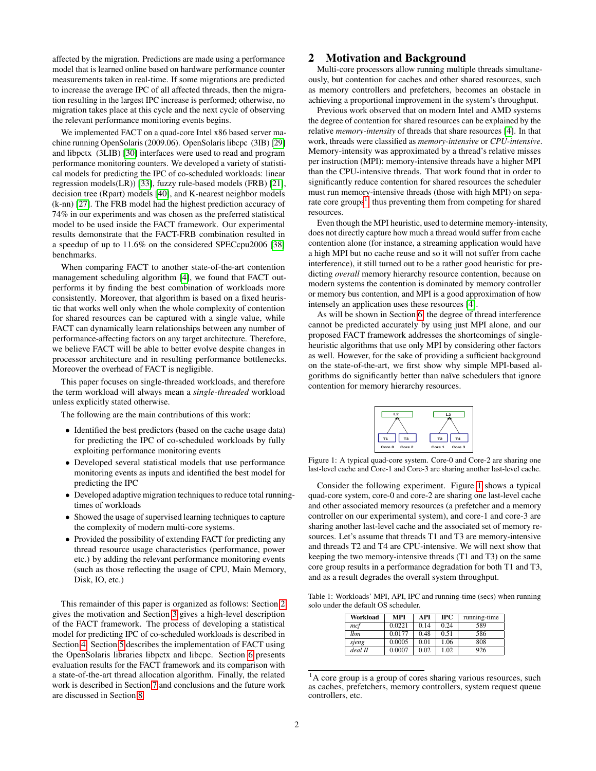affected by the migration. Predictions are made using a performance model that is learned online based on hardware performance counter measurements taken in real-time. If some migrations are predicted to increase the average IPC of all affected threads, then the migration resulting in the largest IPC increase is performed; otherwise, no migration takes place at this cycle and the next cycle of observing the relevant performance monitoring events begins.

We implemented FACT on a quad-core Intel x86 based server machine running OpenSolaris (2009.06). OpenSolaris libcpc (3lB) [29] and libpctx (3LIB) [30] interfaces were used to read and program performance monitoring counters. We developed a variety of statistical models for predicting the IPC of co-scheduled workloads: linear regression models(LR)) [33], fuzzy rule-based models (FRB) [21], decision tree (Rpart) models [40], and K-nearest neighbor models (k-nn) [27]. The FRB model had the highest prediction accuracy of 74% in our experiments and was chosen as the preferred statistical model to be used inside the FACT framework. Our experimental results demonstrate that the FACT-FRB combination resulted in a speedup of up to 11.6% on the considered SPECcpu2006 [38] benchmarks.

When comparing FACT to another state-of-the-art contention management scheduling algorithm [4], we found that FACT outperforms it by finding the best combination of workloads more consistently. Moreover, that algorithm is based on a fixed heuristic that works well only when the whole complexity of contention for shared resources can be captured with a single value, while FACT can dynamically learn relationships between any number of performance-affecting factors on any target architecture. Therefore, we believe FACT will be able to better evolve despite changes in processor architecture and in resulting performance bottlenecks. Moreover the overhead of FACT is negligible.

This paper focuses on single-threaded workloads, and therefore the term workload will always mean a *single-threaded* workload unless explicitly stated otherwise.

The following are the main contributions of this work:

- Identified the best predictors (based on the cache usage data) for predicting the IPC of co-scheduled workloads by fully exploiting performance monitoring events
- Developed several statistical models that use performance monitoring events as inputs and identified the best model for predicting the IPC
- Developed adaptive migration techniques to reduce total running-times of workloads
- Showed the usage of supervised learning techniques to capture the complexity of modern multi-core systems.
- Provided the possibility of extending FACT for predicting any thread resource usage characteristics (performance, power etc.) by adding the relevant performance monitoring events (such as those reflecting the usage of CPU, Main Memory, Disk, IO, etc.)

This remainder of this paper is organized as follows: Section 2 gives the motivation and Section 3 gives a high-level description of the FACT framework. The process of developing a statistical model for predicting IPC of co-scheduled workloads is described in Section 4. Section 5 describes the implementation of FACT using the OpenSolaris libraries libpctx and libcpc. Section 6 presents evaluation results for the FACT framework and its comparison with a state-of-the-art thread allocation algorithm. Finally, the related work is described in Section 7 and conclusions and the future work are discussed in Section 8.

## 2 Motivation and Background

Multi-core processors allow running multiple threads simultaneously, but contention for caches and other shared resources, such as memory controllers and prefetchers, becomes an obstacle in achieving a proportional improvement in the system's throughput.

Previous work observed that on modern Intel and AMD systems the degree of contention for shared resources can be explained by the relative *memory-intensity* of threads that share resources [4]. In that work, threads were classified as *memory-intensive* or *CPU-intensive*. Memory-intensity was approximated by a thread's relative misses per instruction (MPI): memory-intensive threads have a higher MPI than the CPU-intensive threads. That work found that in order to significantly reduce contention for shared resources the scheduler must run memory-intensive threads (those with high MPI) on separate core groups[1], thus preventing them from competing for shared resources.

Even though the MPI heuristic, used to determine memory-intensity, does not directly capture how much a thread would suffer from cache contention alone (for instance, a streaming application would have a high MPI but no cache reuse and so it will not suffer from cache interference), it still turned out to be a rather good heuristic for predicting *overall* memory hierarchy resource contention, because on modern systems the contention is dominated by memory controller or memory bus contention, and MPI is a good approximation of how intensely an application uses these resources [4].

As will be shown in Section 6, the degree of thread interference cannot be predicted accurately by using just MPI alone, and our proposed FACT framework addresses the shortcomings of single-heuristic algorithms that use only MPI by considering other factors as well. However, for the sake of providing a sufficient background on the state-of-the-art, we first show why simple MPI-based algorithms do significantly better than naïve schedulers that ignore contention for memory hierarchy resources.

Figure 1: A typical quad-core system. Core-0 and Core-2 are sharing one last-level cache and Core-1 and Core-3 are sharing another last-level cache.

Consider the following experiment. Figure 1 shows a typical quad-core system, core-0 and core-2 are sharing one last-level cache and other associated memory resources (a prefetcher and a memory controller on our experimental system), and core-1 and core-3 are sharing another last-level cache and the associated set of memory resources. Let's assume that threads T1 and T3 are memory-intensive and threads T2 and T4 are CPU-intensive. We will next show that keeping the two memory-intensive threads (T1 and T3) on the same core group results in a performance degradation for both T1 and T3, and as a result degrades the overall system throughput.

Table 1: Workloads' MPI, API, IPC and running-time (secs) when running solo under the default OS scheduler.

| Workload | MPI | API | IPC | running-time |
|---|---|---|---|---|
| *mcf* | 0.0221 | 0.14 | 0.24 | 589 |
| *lbm* | 0.0177 | 0.48 | 0.51 | 586 |
| *sjeng* | 0.0005 | 0.01 | 1.06 | 808 |
| *deal II* | 0.0007 | 0.02 | 1.02 | 926 |

[1] A core group is a group of cores sharing various resources, such as caches, prefetchers, memory controllers, system request queue controllers, etc.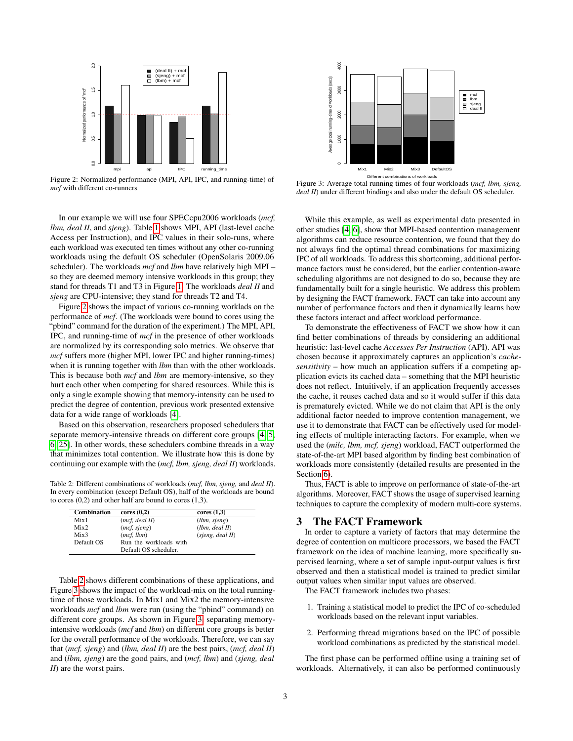Figure 2: Normalized performance (MPI, API, IPC, and running-time) of *mcf* with different co-runners

Figure 3: Average total running times of four workloads (*mcf, lbm, sjeng, deal II*) under different bindings and also under the default OS scheduler.

In our example we will use four SPECcpu2006 workloads (*mcf, lbm, deal II*, and *sjeng*). Table 1 shows MPI, API (last-level cache Access per Instruction), and IPC values in their solo-runs, where each workload was executed ten times without any other co-running workloads using the default OS scheduler (OpenSolaris 2009.06 scheduler). The workloads *mcf* and *lbm* have relatively high MPI – so they are deemed memory intensive workloads in this group; they stand for threads T1 and T3 in Figure 1. The workloads *deal II* and *sjeng* are CPU-intensive; they stand for threads T2 and T4.

Figure 2 shows the impact of various co-running worklads on the performance of *mcf*. (The workloads were bound to cores using the "pbind" command for the duration of the experiment.) The MPI, API, IPC, and running-time of *mcf* in the presence of other workloads are normalized by its corresponding solo metrics. We observe that *mcf* suffers more (higher MPI, lower IPC and higher running-times) when it is running together with *lbm* than with the other workloads. This is because both *mcf* and *lbm* are memory-intensive, so they hurt each other when competing for shared resources. While this is only a single example showing that memory-intensity can be used to predict the degree of contention, previous work presented extensive data for a wide range of workloads [4].

Based on this observation, researchers proposed schedulers that separate memory-intensive threads on different core groups [4, 5, 6, 25]. In other words, these schedulers combine threads in a way that minimizes total contention. We illustrate how this is done by continuing our example with the (*mcf, lbm, sjeng, deal II*) workloads.

Table 2: Different combinations of workloads (*mcf, lbm, sjeng,* and *deal II*). In every combination (except Default OS), half of the workloads are bound to cores (0,2) and other half are bound to cores (1,3).

| Combination | cores (0,2) | cores (1,3) |
|---|---|---|
| Mix1 | (*mcf, deal II*) | (*lbm, sjeng*) |
| Mix2 | (*mcf, sjeng*) | (*lbm, deal II*) |
| Mix3 | (*mcf, lbm*) | (*sjeng, deal II*) |
| Default OS | Run the workloads with Default OS scheduler. | |

Table 2 shows different combinations of these applications, and Figure 3 shows the impact of the workload-mix on the total running-time of those workloads. In Mix1 and Mix2 the memory-intensive workloads *mcf* and *lbm* were run (using the "pbind" command) on different core groups. As shown in Figure 3, separating memory-intensive workloads (*mcf* and *lbm*) on different core groups is better for the overall performance of the workloads. Therefore, we can say that (*mcf, sjeng*) and (*lbm, deal II*) are the best pairs, (*mcf, deal II*) and (*lbm, sjeng*) are the good pairs, and (*mcf, lbm*) and (*sjeng, deal II*) are the worst pairs.

While this example, as well as experimental data presented in other studies [4, 6], show that MPI-based contention management algorithms can reduce resource contention, we found that they do not always find the optimal thread combinations for maximizing IPC of all workloads. To address this shortcoming, additional performance factors must be considered, but the earlier contention-aware scheduling algorithms are not designed to do so, because they are fundamentally built for a single heuristic. We address this problem by designing the FACT framework. FACT can take into account any number of performance factors and then it dynamically learns how these factors interact and affect workload performance.

To demonstrate the effectiveness of FACT we show how it can find better combinations of threads by considering an additional heuristic: last-level cache *Accesses Per Instruction* (API). API was chosen because it approximately captures an application's *cache-sensitivity* – how much an application suffers if a competing application evicts its cached data – something that the MPI heuristic does not reflect. Intuitively, if an application frequently accesses the cache, it reuses cached data and so it would suffer if this data is prematurely evicted. While we do not claim that API is the only additional factor needed to improve contention management, we use it to demonstrate that FACT can be effectively used for modeling effects of multiple interacting factors. For example, when we used the (*milc, lbm, mcf, sjeng*) workload, FACT outperformed the state-of-the-art MPI based algorithm by finding best combination of workloads more consistently (detailed results are presented in the Section 6).

Thus, FACT is able to improve on performance of state-of-the-art algorithms. Moreover, FACT shows the usage of supervised learning techniques to capture the complexity of modern multi-core systems.

# 3 The FACT Framework

In order to capture a variety of factors that may determine the degree of contention on multicore processors, we based the FACT framework on the idea of machine learning, more specifically supervised learning, where a set of sample input-output values is first observed and then a statistical model is trained to predict similar output values when similar input values are observed.

The FACT framework includes two phases:

1. Training a statistical model to predict the IPC of co-scheduled workloads based on the relevant input variables.

2. Performing thread migrations based on the IPC of possible workload combinations as predicted by the statistical model.

The first phase can be performed offline using a training set of workloads. Alternatively, it can also be performed continuously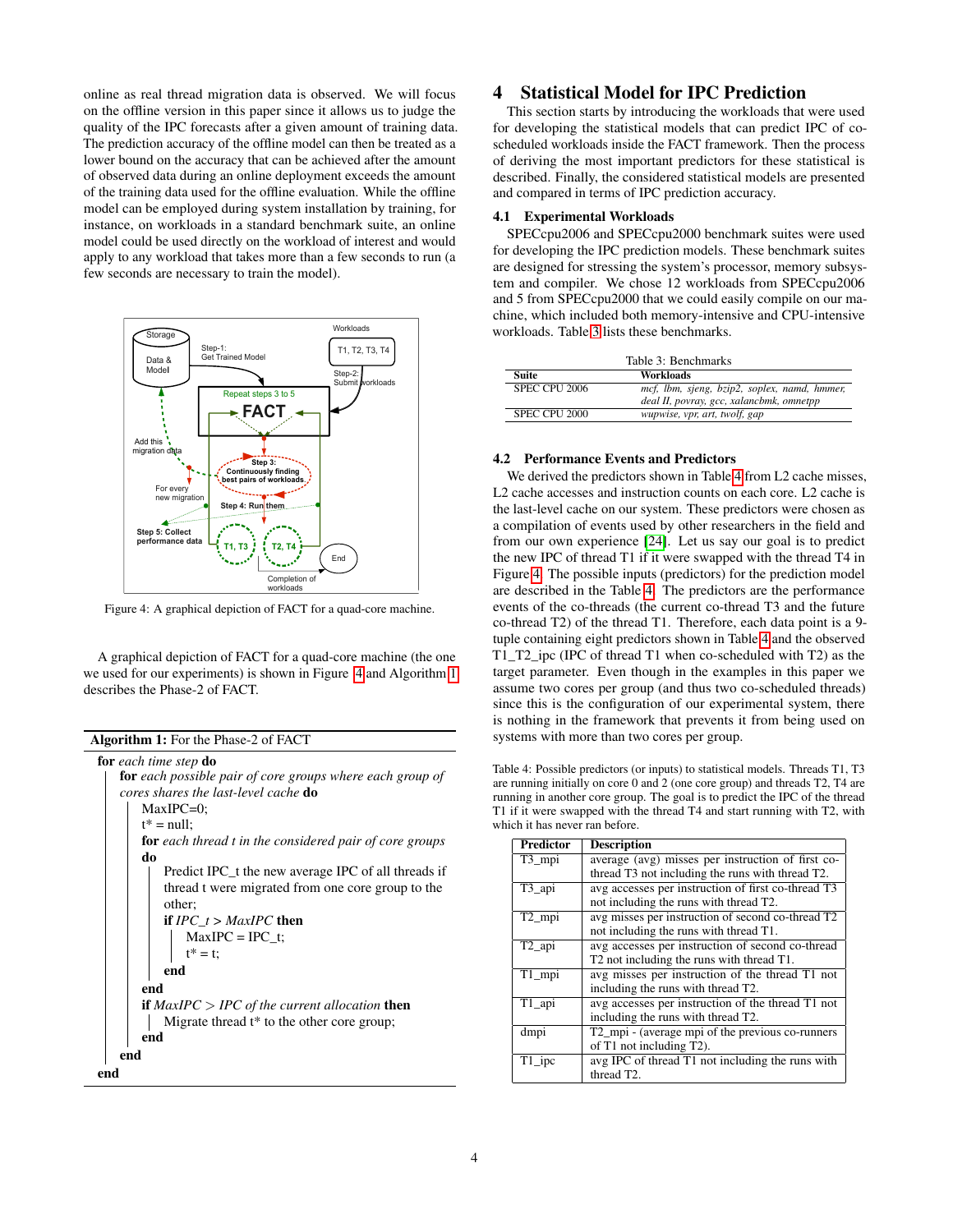online as real thread migration data is observed. We will focus on the offline version in this paper since it allows us to judge the quality of the IPC forecasts after a given amount of training data. The prediction accuracy of the offline model can then be treated as a lower bound on the accuracy that can be achieved after the amount of observed data during an online deployment exceeds the amount of the training data used for the offline evaluation. While the offline model can be employed during system installation by training, for instance, on workloads in a standard benchmark suite, an online model could be used directly on the workload of interest and would apply to any workload that takes more than a few seconds to run (a few seconds are necessary to train the model).

Figure 4: A graphical depiction of FACT for a quad-core machine.

A graphical depiction of FACT for a quad-core machine (the one we used for our experiments) is shown in Figure 4 and Algorithm 1 describes the Phase-2 of FACT.

**Algorithm 1:** For the Phase-2 of FACT

```
for each time step do
    for each possible pair of core groups where each group of
    cores shares the last-level cache do
        MaxIPC=0;
        t* = null;
        for each thread t in the considered pair of core groups
        do
            Predict IPC_t the new average IPC of all threads if
            thread t were migrated from one core group to the
            other;
            if IPC_t > MaxIPC then
                MaxIPC = IPC_t;
                t* = t;
            end
        end
        if MaxIPC > IPC of the current allocation then
            Migrate thread t* to the other core group;
        end
    end
end
```

# 4 Statistical Model for IPC Prediction

This section starts by introducing the workloads that were used for developing the statistical models that can predict IPC of co-scheduled workloads inside the FACT framework. Then the process of deriving the most important predictors for these statistical is described. Finally, the considered statistical models are presented and compared in terms of IPC prediction accuracy.

## 4.1 Experimental Workloads

SPECcpu2006 and SPECcpu2000 benchmark suites were used for developing the IPC prediction models. These benchmark suites are designed for stressing the system's processor, memory subsystem and compiler. We chose 12 workloads from SPECcpu2006 and 5 from SPECcpu2000 that we could easily compile on our machine, which included both memory-intensive and CPU-intensive workloads. Table 3 lists these benchmarks.

Table 3: Benchmarks

| Suite | Workloads |
| --- | --- |
| SPEC CPU 2006 | *mcf, lbm, sjeng, bzip2, soplex, namd, hmmer, deal II, povray, gcc, xalancbmk, omnetpp* |
| SPEC CPU 2000 | *wupwise, vpr, art, twolf, gap* |

## 4.2 Performance Events and Predictors

We derived the predictors shown in Table 4 from L2 cache misses, L2 cache accesses and instruction counts on each core. L2 cache is the last-level cache on our system. These predictors were chosen as a compilation of events used by other researchers in the field and from our own experience [24]. Let us say our goal is to predict the new IPC of thread T1 if it were swapped with the thread T4 in Figure 4. The possible inputs (predictors) for the prediction model are described in the Table 4. The predictors are the performance events of the co-threads (the current co-thread T3 and the future co-thread T2) of the thread T1. Therefore, each data point is a 9-tuple containing eight predictors shown in Table 4 and the observed T1_T2_ipc (IPC of thread T1 when co-scheduled with T2) as the target parameter. Even though in the examples in this paper we assume two cores per group (and thus two co-scheduled threads) since this is the configuration of our experimental system, there is nothing in the framework that prevents it from being used on systems with more than two cores per group.

Table 4: Possible predictors (or inputs) to statistical models. Threads T1, T3 are running initially on core 0 and 2 (one core group) and threads T2, T4 are running in another core group. The goal is to predict the IPC of the thread T1 if it were swapped with the thread T4 and start running with T2, with which it has never ran before.

| Predictor | Description |
| --- | --- |
| T3_mpi | average (avg) misses per instruction of first co-thread T3 not including the runs with thread T2. |
| T3_api | avg accesses per instruction of first co-thread T3 not including the runs with thread T2. |
| T2_mpi | avg misses per instruction of second co-thread T2 not including the runs with thread T1. |
| T2_api | avg accesses per instruction of second co-thread T2 not including the runs with thread T1. |
| T1_mpi | avg misses per instruction of the thread T1 not including the runs with thread T2. |
| T1_api | avg accesses per instruction of the thread T1 not including the runs with thread T2. |
| dmpi | T2_mpi - (average mpi of the previous co-runners of T1 not including T2). |
| T1_ipc | avg IPC of thread T1 not including the runs with thread T2. |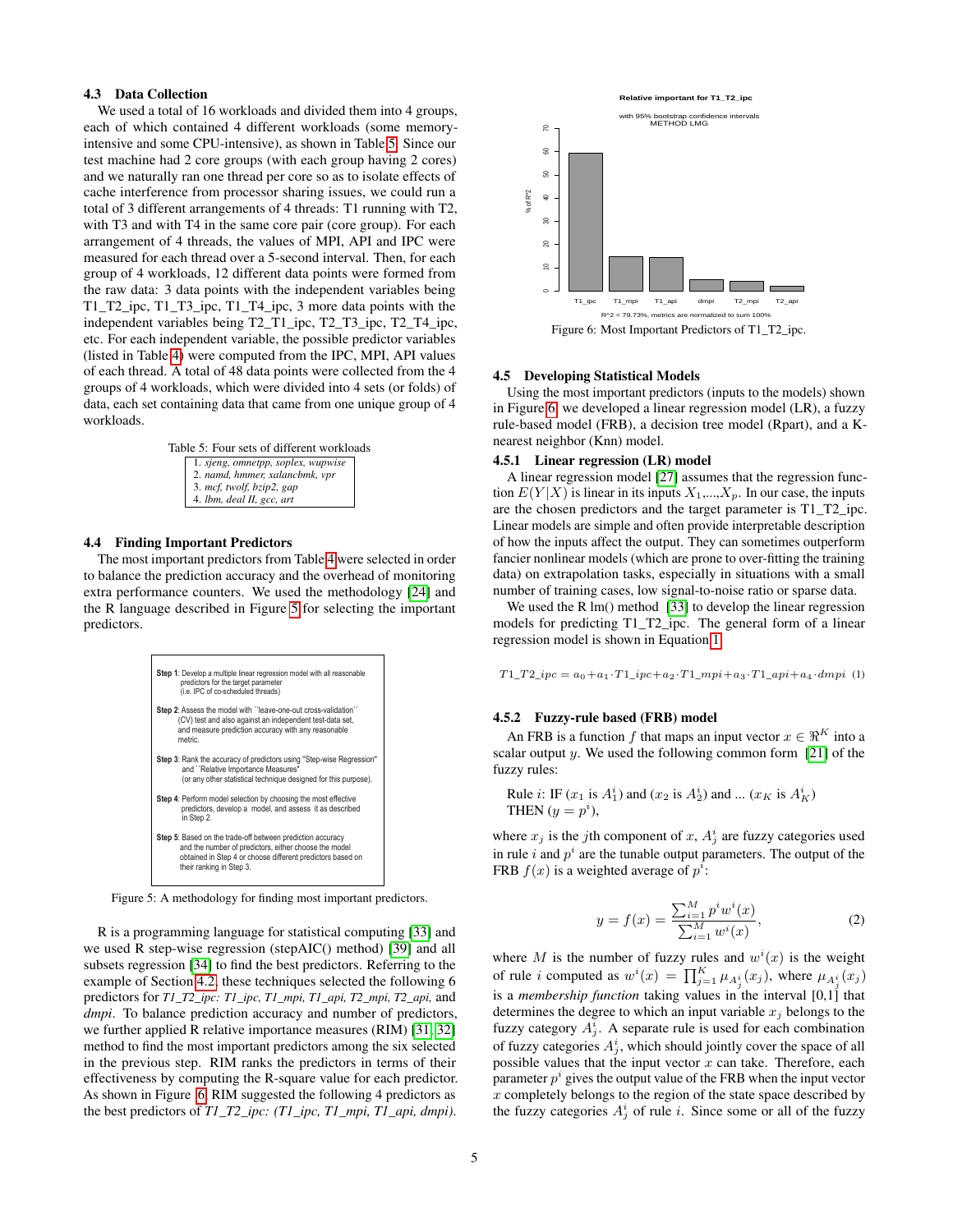### 4.3 Data Collection

We used a total of 16 workloads and divided them into 4 groups, each of which contained 4 different workloads (some memory-intensive and some CPU-intensive), as shown in Table 5. Since our test machine had 2 core groups (with each group having 2 cores) and we naturally ran one thread per core so as to isolate effects of cache interference from processor sharing issues, we could run a total of 3 different arrangements of 4 threads: T1 running with T2, with T3 and with T4 in the same core pair (core group). For each arrangement of 4 threads, the values of MPI, API and IPC were measured for each thread over a 5-second interval. Then, for each group of 4 workloads, 12 different data points were formed from the raw data: 3 data points with the independent variables being T1_T2_ipc, T1_T3_ipc, T1_T4_ipc, 3 more data points with the independent variables being T2_T1_ipc, T2_T3_ipc, T2_T4_ipc, etc. For each independent variable, the possible predictor variables (listed in Table 4) were computed from the IPC, MPI, API values of each thread. A total of 48 data points were collected from the 4 groups of 4 workloads, which were divided into 4 sets (or folds) of data, each set containing data that came from one unique group of 4 workloads.

Table 5: Four sets of different workloads

|  |
|---|
| 1. *sjeng, omnetpp, soplex, wupwise* |
| 2. *namd, hmmer, xalancbmk, vpr* |
| 3. *mcf, twolf, bzip2, gap* |
| 4. *lbm, deal II, gcc, art* |

### 4.4 Finding Important Predictors

The most important predictors from Table 4 were selected in order to balance the prediction accuracy and the overhead of monitoring extra performance counters. We used the methodology [24] and the R language described in Figure 5 for selecting the important predictors.

**Step 1**: Develop a multiple linear regression model with all reasonable predictors for the target parameter (i.e. IPC of co-scheduled threads)

**Step 2**: Assess the model with "leave-one-out cross-validation" (CV) test and also against an independent test-data set, and measure prediction accuracy with any reasonable metric.

**Step 3**: Rank the accuracy of predictors using "Step-wise Regression" and "Relative Importance Measures" (or any other statistical technique designed for this purpose).

**Step 4**: Perform model selection by choosing the most effective predictors, develop a model, and assess it as described in Step 2.

**Step 5**: Based on the trade-off between prediction accuracy and the number of predictors, either choose the model obtained in Step 4 or choose different predictors based on their ranking in Step 3.

Figure 5: A methodology for finding most important predictors.

R is a programming language for statistical computing [33] and we used R step-wise regression (stepAIC() method) [39] and all subsets regression [34] to find the best predictors. Referring to the example of Section 4.2, these techniques selected the following 6 predictors for *T1_T2_ipc: T1_ipc, T1_mpi, T1_api, T2_mpi, T2_api,* and *dmpi*. To balance prediction accuracy and number of predictors, we further applied R relative importance measures (RIM) [31, 32] method to find the most important predictors among the six selected in the previous step. RIM ranks the predictors in terms of their effectiveness by computing the R-square value for each predictor. As shown in Figure 6, RIM suggested the following 4 predictors as the best predictors of *T1_T2_ipc: (T1_ipc, T1_mpi, T1_api, dmpi)*.

Relative important for T1_T2_ipc

with 95% bootstrap confidence intervals
METHOD LMG

| Predictor | T1_ipc | T1_mpi | T1_api | dmpi | T2_mpi | T2_api |
|---|---|---|---|---|---|---|
| % of R^2 | ~59 | ~15 | ~14.5 | ~5 | ~4 | ~2 |

R^2 = 79.73%, metrics are normalized to sum 100%

Figure 6: Most Important Predictors of T1_T2_ipc.

### 4.5 Developing Statistical Models

Using the most important predictors (inputs to the models) shown in Figure 6, we developed a linear regression model (LR), a fuzzy rule-based model (FRB), a decision tree model (Rpart), and a K-nearest neighbor (Knn) model.

#### 4.5.1 Linear regression (LR) model

A linear regression model [27] assumes that the regression function $E(Y|X)$ is linear in its inputs $X_1,...,X_p$. In our case, the inputs are the chosen predictors and the target parameter is T1_T2_ipc. Linear models are simple and often provide interpretable description of how the inputs affect the output. They can sometimes outperform fancier nonlinear models (which are prone to over-fitting the training data) on extrapolation tasks, especially in situations with a small number of training cases, low signal-to-noise ratio or sparse data.

We used the R lm() method [33] to develop the linear regression models for predicting T1_T2_ipc. The general form of a linear regression model is shown in Equation 1.

$$T1\_T2\_ipc = a_0 + a_1 \cdot T1\_ipc + a_2 \cdot T1\_mpi + a_3 \cdot T1\_api + a_4 \cdot dmpi \quad (1)$$

#### 4.5.2 Fuzzy-rule based (FRB) model

An FRB is a function $f$ that maps an input vector $x \in \Re^K$ into a scalar output $y$. We used the following common form [21] of the fuzzy rules:

Rule $i$: IF ($x_1$ is $A_1^i$) and ($x_2$ is $A_2^i$) and ... ($x_K$ is $A_K^i$)
THEN ($y = p^i$),

where $x_j$ is the $j$th component of $x$, $A_j^i$ are fuzzy categories used in rule $i$ and $p^i$ are the tunable output parameters. The output of the FRB $f(x)$ is a weighted average of $p^i$:

$$y = f(x) = \frac{\sum_{i=1}^{M} p^i w^i(x)}{\sum_{i=1}^{M} w^i(x)}, \quad (2)$$

where $M$ is the number of fuzzy rules and $w^i(x)$ is the weight of rule $i$ computed as $w^i(x) = \prod_{j=1}^{K} \mu_{A_j^i}(x_j)$, where $\mu_{A_j^i}(x_j)$ is a *membership function* taking values in the interval [0,1] that determines the degree to which an input variable $x_j$ belongs to the fuzzy category $A_j^i$. A separate rule is used for each combination of fuzzy categories $A_j^i$, which should jointly cover the space of all possible values that the input vector $x$ can take. Therefore, each parameter $p^i$ gives the output value of the FRB when the input vector $x$ completely belongs to the region of the state space described by the fuzzy categories $A_j^i$ of rule $i$. Since some or all of the fuzzy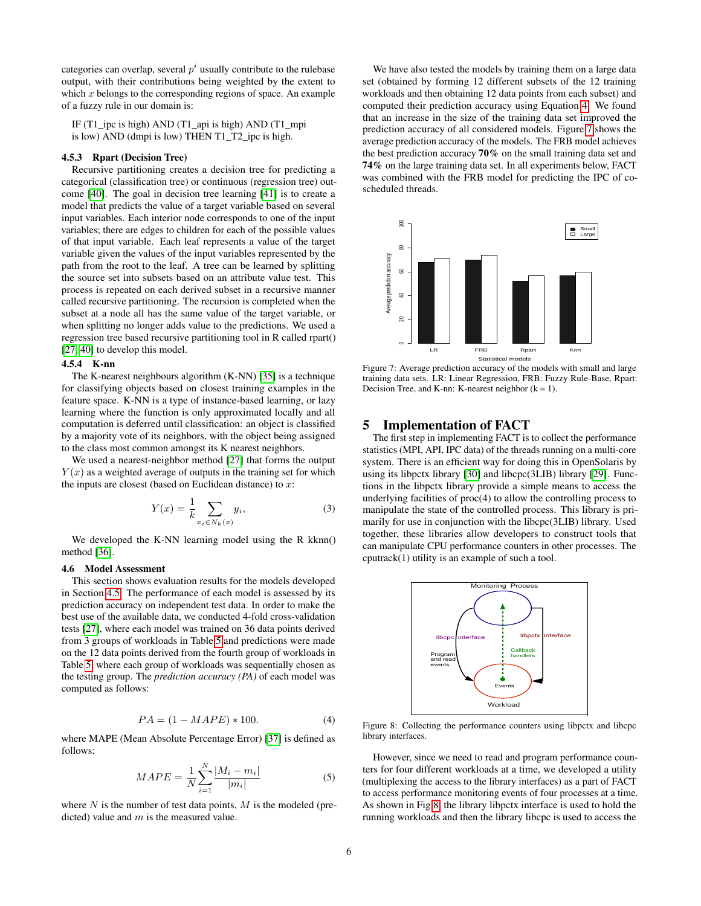categories can overlap, several $p^i$ usually contribute to the rulebase output, with their contributions being weighted by the extent to which $x$ belongs to the corresponding regions of space. An example of a fuzzy rule in our domain is:

IF (T1_ipc is high) AND (T1_api is high) AND (T1_mpi is low) AND (dmpi is low) THEN T1_T2_ipc is high.

#### 4.5.3 Rpart (Decision Tree)

Recursive partitioning creates a decision tree for predicting a categorical (classification tree) or continuous (regression tree) outcome [40]. The goal in decision tree learning [41] is to create a model that predicts the value of a target variable based on several input variables. Each interior node corresponds to one of the input variables; there are edges to children for each of the possible values of that input variable. Each leaf represents a value of the target variable given the values of the input variables represented by the path from the root to the leaf. A tree can be learned by splitting the source set into subsets based on an attribute value test. This process is repeated on each derived subset in a recursive manner called recursive partitioning. The recursion is completed when the subset at a node all has the same value of the target variable, or when splitting no longer adds value to the predictions. We used a regression tree based recursive partitioning tool in R called rpart() [27, 40] to develop this model.

#### 4.5.4 K-nn

The K-nearest neighbours algorithm (K-NN) [35] is a technique for classifying objects based on closest training examples in the feature space. K-NN is a type of instance-based learning, or lazy learning where the function is only approximated locally and all computation is deferred until classification: an object is classified by a majority vote of its neighbors, with the object being assigned to the class most common amongst its K nearest neighbors.

We used a nearest-neighbor method [27] that forms the output $Y(x)$ as a weighted average of outputs in the training set for which the inputs are closest (based on Euclidean distance) to $x$:

$$Y(x) = \frac{1}{k} \sum_{x_i \in N_k(x)} y_i, \tag{3}$$

We developed the K-NN learning model using the R kknn() method [36].

### 4.6 Model Assessment

This section shows evaluation results for the models developed in Section 4.5. The performance of each model is assessed by its prediction accuracy on independent test data. In order to make the best use of the available data, we conducted 4-fold cross-validation tests [27], where each model was trained on 36 data points derived from 3 groups of workloads in Table 5 and predictions were made on the 12 data points derived from the fourth group of workloads in Table 5 where each group of workloads was sequentially chosen as the testing group. The *prediction accuracy (PA)* of each model was computed as follows:

$$PA = (1 - MAPE) * 100. \tag{4}$$

where MAPE (Mean Absolute Percentage Error) [37] is defined as follows:

$$MAPE = \frac{1}{N} \sum_{i=1}^{N} \frac{|M_i - m_i|}{|m_i|} \tag{5}$$

where $N$ is the number of test data points, $M$ is the modeled (predicted) value and $m$ is the measured value.

We have also tested the models by training them on a large data set (obtained by forming 12 different subsets of the 12 training workloads and then obtaining 12 data points from each subset) and computed their prediction accuracy using Equation 4. We found that an increase in the size of the training data set improved the prediction accuracy of all considered models. Figure 7 shows the average prediction accuracy of the models. The FRB model achieves the best prediction accuracy **70%** on the small training data set and **74%** on the large training data set. In all experiments below, FACT was combined with the FRB model for predicting the IPC of co-scheduled threads.

Figure 7: Average prediction accuracy of the models with small and large training data sets. LR: Linear Regression, FRB: Fuzzy Rule-Base, Rpart: Decision Tree, and K-nn: K-nearest neighbor (k = 1).

## 5 Implementation of FACT

The first step in implementing FACT is to collect the performance statistics (MPI, API, IPC data) of the threads running on a multi-core system. There is an efficient way for doing this in OpenSolaris by using its libpctx library [30] and libcpc(3LIB) library [29]. Functions in the libpctx library provide a simple means to access the underlying facilities of proc(4) to allow the controlling process to manipulate the state of the controlled process. This library is primarily for use in conjunction with the libcpc(3LIB) library. Used together, these libraries allow developers to construct tools that can manipulate CPU performance counters in other processes. The cputrack(1) utility is an example of such a tool.

Figure 8: Collecting the performance counters using libpctx and libcpc library interfaces.

However, since we need to read and program performance counters for four different workloads at a time, we developed a utility (multiplexing the access to the library interfaces) as a part of FACT to access performance monitoring events of four processes at a time. As shown in Fig 8, the library libpctx interface is used to hold the running workloads and then the library libcpc is used to access the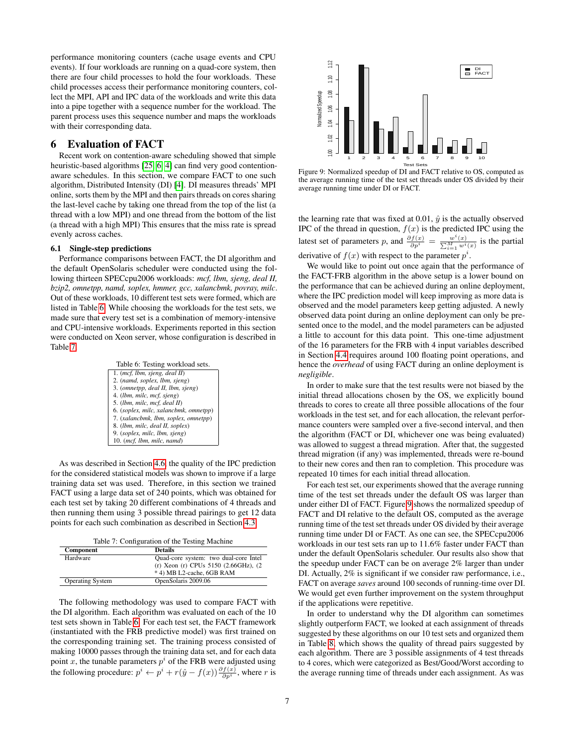performance monitoring counters (cache usage events and CPU events). If four workloads are running on a quad-core system, then there are four child processes to hold the four workloads. These child processes access their performance monitoring counters, collect the MPI, API and IPC of the workloads and write this data into a pipe together with a sequence number for the workload. The parent process uses this sequence number and maps the workloads with their corresponding data.

## 6 Evaluation of FACT

Recent work on contention-aware scheduling showed that simple heuristic-based algorithms [25, 6, 4] can find very good contention-aware schedules. In this section, we compare FACT to one such algorithm, Distributed Intensity (DI) [4]. DI measures threads' MPI online, sorts them by the MPI and then pairs threads on cores sharing the last-level cache by taking one thread from the top of the list (a thread with a low MPI) and one thread from the bottom of the list (a thread with a high MPI) This ensures that the miss rate is spread evenly across caches.

### 6.1 Single-step predictions

Performance comparisons between FACT, the DI algorithm and the default OpenSolaris scheduler were conducted using the following thirteen SPECcpu2006 workloads: *mcf, lbm, sjeng, deal II, bzip2, omnetpp, namd, soplex, hmmer, gcc, xalancbmk, povray, milc*. Out of these workloads, 10 different test sets were formed, which are listed in Table 6. While choosing the workloads for the test sets, we made sure that every test set is a combination of memory-intensive and CPU-intensive workloads. Experiments reported in this section were conducted on Xeon server, whose configuration is described in Table 7.

Table 6: Testing workload sets.

| Testing workload sets |
|---|
| 1. (*mcf, lbm, sjeng, deal II*) |
| 2. (*namd, soplex, lbm, sjeng*) |
| 3. (*omnetpp, deal II, lbm, sjeng*) |
| 4. (*lbm, milc, mcf, sjeng*) |
| 5. (*lbm, milc, mcf, deal II*) |
| 6. (*soplex, milc, xalancbmk, omnetpp*) |
| 7. (*xalancbmk, lbm, soplex, omnetpp*) |
| 8. (*lbm, milc, deal II, soplex*) |
| 9. (*soplex, milc, lbm, sjeng*) |
| 10. (*mcf, lbm, milc, namd*) |

As was described in Section 4.6, the quality of the IPC prediction for the considered statistical models was shown to improve if a large training data set was used. Therefore, in this section we trained FACT using a large data set of 240 points, which was obtained for each test set by taking 20 different combinations of 4 threads and then running them using 3 possible thread pairings to get 12 data points for each such combination as described in Section 4.3.

Table 7: Configuration of the Testing Machine

| Component | Details |
|---|---|
| Hardware | Quad-core system: two dual-core Intel (r) Xeon (r) CPUs 5150 (2.66GHz), (2 * 4) MB L2-cache, 6GB RAM |
| Operating System | OpenSolaris 2009.06 |

The following methodology was used to compare FACT with the DI algorithm. Each algorithm was evaluated on each of the 10 test sets shown in Table 6. For each test set, the FACT framework (instantiated with the FRB predictive model) was first trained on the corresponding training set. The training process consisted of making 10000 passes through the training data set, and for each data point $x$, the tunable parameters $p^i$ of the FRB were adjusted using the following procedure: $p^i \leftarrow p^i + r(\hat{y} - f(x))\frac{\partial f(x)}{\partial p^i}$, where $r$ is the learning rate that was fixed at 0.01, $\hat{y}$ is the actually observed IPC of the thread in question, $f(x)$ is the predicted IPC using the latest set of parameters $p$, and $\frac{\partial f(x)}{\partial p^i} = \frac{w^i(x)}{\sum_{i=1}^{M} w^i(x)}$ is the partial derivative of $f(x)$ with respect to the parameter $p^i$.

We would like to point out once again that the performance of the FACT-FRB algorithm in the above setup is a lower bound on the performance that can be achieved during an online deployment, where the IPC prediction model will keep improving as more data is observed and the model parameters keep getting adjusted. A newly observed data point during an online deployment can only be presented once to the model, and the model parameters can be adjusted a little to account for this data point. This one-time adjustment of the 16 parameters for the FRB with 4 input variables described in Section 4.4 requires around 100 floating point operations, and hence the *overhead* of using FACT during an online deployment is *negligible*.

In order to make sure that the test results were not biased by the initial thread allocations chosen by the OS, we explicitly bound threads to cores to create all three possible allocations of the four workloads in the test set, and for each allocation, the relevant performance counters were sampled over a five-second interval, and then the algorithm (FACT or DI, whichever one was being evaluated) was allowed to suggest a thread migration. After that, the suggested thread migration (if any) was implemented, threads were re-bound to their new cores and then ran to completion. This procedure was repeated 10 times for each initial thread allocation.

Figure 9: Normalized speedup of DI and FACT relative to OS, computed as the average running time of the test set threads under OS divided by their average running time under DI or FACT.

For each test set, our experiments showed that the average running time of the test set threads under the default OS was larger than under either DI of FACT. Figure 9 shows the normalized speedup of FACT and DI relative to the default OS, computed as the average running time of the test set threads under OS divided by their average running time under DI or FACT. As one can see, the SPECcpu2006 workloads in our test sets ran up to 11.6% faster under FACT than under the default OpenSolaris scheduler. Our results also show that the speedup under FACT can be on average 2% larger than under DI. Actually, 2% is significant if we consider raw performance, i.e., FACT on average *saves* around 100 seconds of running-time over DI. We would get even further improvement on the system throughput if the applications were repetitive.

In order to understand why the DI algorithm can sometimes slightly outperform FACT, we looked at each assignment of threads suggested by these algorithms on our 10 test sets and organized them in Table 8, which shows the quality of thread pairs suggested by each algorithm. There are 3 possible assignments of 4 test threads to 4 cores, which were categorized as Best/Good/Worst according to the average running time of threads under each assignment. As was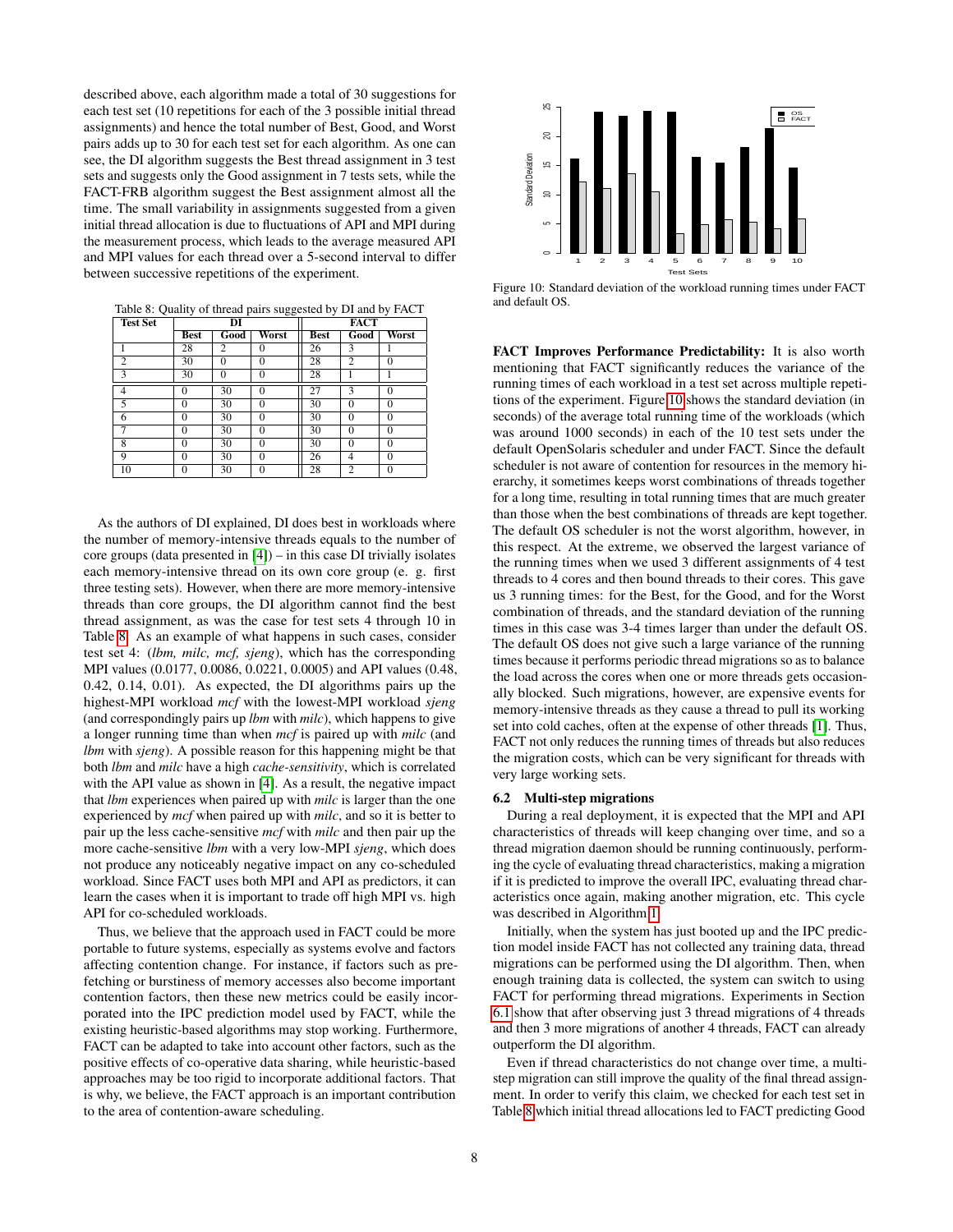described above, each algorithm made a total of 30 suggestions for each test set (10 repetitions for each of the 3 possible initial thread assignments) and hence the total number of Best, Good, and Worst pairs adds up to 30 for each test set for each algorithm. As one can see, the DI algorithm suggests the Best thread assignment in 3 test sets and suggests only the Good assignment in 7 tests sets, while the FACT-FRB algorithm suggest the Best assignment almost all the time. The small variability in assignments suggested from a given initial thread allocation is due to fluctuations of API and MPI during the measurement process, which leads to the average measured API and MPI values for each thread over a 5-second interval to differ between successive repetitions of the experiment.

Table 8: Quality of thread pairs suggested by DI and by FACT

| Test Set | DI | | | FACT | | |
|---|---|---|---|---|---|---|
| | Best | Good | Worst | Best | Good | Worst |
| 1 | 28 | 2 | 0 | 26 | 3 | 1 |
| 2 | 30 | 0 | 0 | 28 | 2 | 0 |
| 3 | 30 | 0 | 0 | 28 | 1 | 1 |
| 4 | 0 | 30 | 0 | 27 | 3 | 0 |
| 5 | 0 | 30 | 0 | 30 | 0 | 0 |
| 6 | 0 | 30 | 0 | 30 | 0 | 0 |
| 7 | 0 | 30 | 0 | 30 | 0 | 0 |
| 8 | 0 | 30 | 0 | 30 | 0 | 0 |
| 9 | 0 | 30 | 0 | 26 | 4 | 0 |
| 10 | 0 | 30 | 0 | 28 | 2 | 0 |

As the authors of DI explained, DI does best in workloads where the number of memory-intensive threads equals to the number of core groups (data presented in [4]) – in this case DI trivially isolates each memory-intensive thread on its own core group (e. g. first three testing sets). However, when there are more memory-intensive threads than core groups, the DI algorithm cannot find the best thread assignment, as was the case for test sets 4 through 10 in Table 8. As an example of what happens in such cases, consider test set 4: (*lbm, milc, mcf, sjeng*), which has the corresponding MPI values (0.0177, 0.0086, 0.0221, 0.0005) and API values (0.48, 0.42, 0.14, 0.01). As expected, the DI algorithms pairs up the highest-MPI workload *mcf* with the lowest-MPI workload *sjeng* (and correspondingly pairs up *lbm* with *milc*), which happens to give a longer running time than when *mcf* is paired up with *milc* (and *lbm* with *sjeng*). A possible reason for this happening might be that both *lbm* and *milc* have a high *cache-sensitivity*, which is correlated with the API value as shown in [4]. As a result, the negative impact that *lbm* experiences when paired up with *milc* is larger than the one experienced by *mcf* when paired up with *milc*, and so it is better to pair up the less cache-sensitive *mcf* with *milc* and then pair up the more cache-sensitive *lbm* with a very low-MPI *sjeng*, which does not produce any noticeably negative impact on any co-scheduled workload. Since FACT uses both MPI and API as predictors, it can learn the cases when it is important to trade off high MPI vs. high API for co-scheduled workloads.

Thus, we believe that the approach used in FACT could be more portable to future systems, especially as systems evolve and factors affecting contention change. For instance, if factors such as prefetching or burstiness of memory accesses also become important contention factors, then these new metrics could be easily incorporated into the IPC prediction model used by FACT, while the existing heuristic-based algorithms may stop working. Furthermore, FACT can be adapted to take into account other factors, such as the positive effects of co-operative data sharing, while heuristic-based approaches may be too rigid to incorporate additional factors. That is why, we believe, the FACT approach is an important contribution to the area of contention-aware scheduling.

Figure 10: Standard deviation of the workload running times under FACT and default OS.

**FACT Improves Performance Predictability:** It is also worth mentioning that FACT significantly reduces the variance of the running times of each workload in a test set across multiple repetitions of the experiment. Figure 10 shows the standard deviation (in seconds) of the average total running time of the workloads (which was around 1000 seconds) in each of the 10 test sets under the default OpenSolaris scheduler and under FACT. Since the default scheduler is not aware of contention for resources in the memory hierarchy, it sometimes keeps worst combinations of threads together for a long time, resulting in total running times that are much greater than those when the best combinations of threads are kept together. The default OS scheduler is not the worst algorithm, however, in this respect. At the extreme, we observed the largest variance of the running times when we used 3 different assignments of 4 test threads to 4 cores and then bound threads to their cores. This gave us 3 running times: for the Best, for the Good, and for the Worst combination of threads, and the standard deviation of the running times in this case was 3-4 times larger than under the default OS. The default OS does not give such a large variance of the running times because it performs periodic thread migrations so as to balance the load across the cores when one or more threads gets occasionally blocked. Such migrations, however, are expensive events for memory-intensive threads as they cause a thread to pull its working set into cold caches, often at the expense of other threads [1]. Thus, FACT not only reduces the running times of threads but also reduces the migration costs, which can be very significant for threads with very large working sets.

### 6.2 Multi-step migrations

During a real deployment, it is expected that the MPI and API characteristics of threads will keep changing over time, and so a thread migration daemon should be running continuously, performing the cycle of evaluating thread characteristics, making a migration if it is predicted to improve the overall IPC, evaluating thread characteristics once again, making another migration, etc. This cycle was described in Algorithm 1.

Initially, when the system has just booted up and the IPC prediction model inside FACT has not collected any training data, thread migrations can be performed using the DI algorithm. Then, when enough training data is collected, the system can switch to using FACT for performing thread migrations. Experiments in Section 6.1 show that after observing just 3 thread migrations of 4 threads and then 3 more migrations of another 4 threads, FACT can already outperform the DI algorithm.

Even if thread characteristics do not change over time, a multi-step migration can still improve the quality of the final thread assignment. In order to verify this claim, we checked for each test set in Table 8 which initial thread allocations led to FACT predicting Good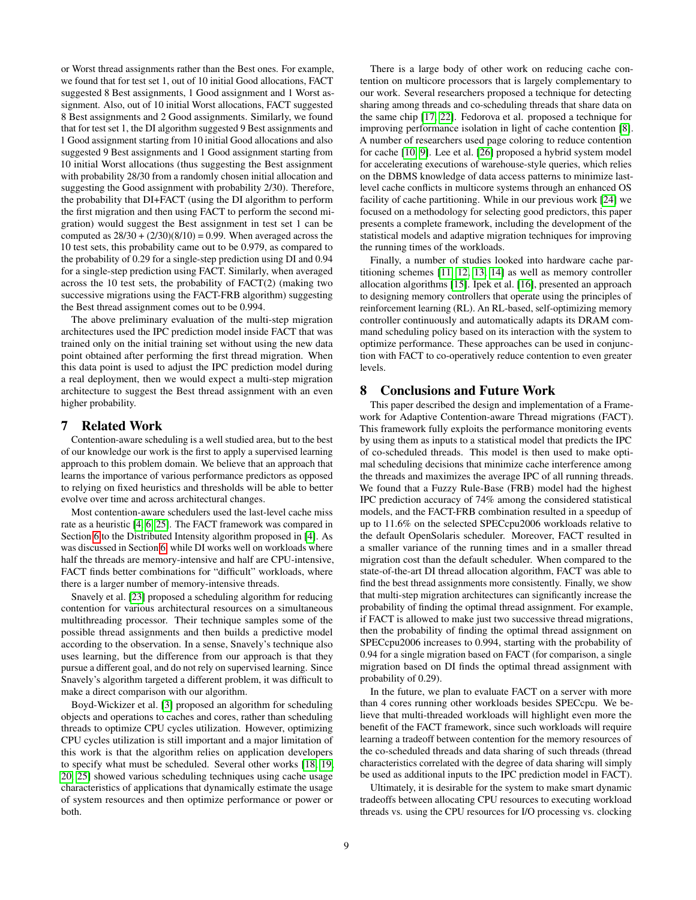or Worst thread assignments rather than the Best ones. For example, we found that for test set 1, out of 10 initial Good allocations, FACT suggested 8 Best assignments, 1 Good assignment and 1 Worst assignment. Also, out of 10 initial Worst allocations, FACT suggested 8 Best assignments and 2 Good assignments. Similarly, we found that for test set 1, the DI algorithm suggested 9 Best assignments and 1 Good assignment starting from 10 initial Good allocations and also suggested 9 Best assignments and 1 Good assignment starting from 10 initial Worst allocations (thus suggesting the Best assignment with probability 28/30 from a randomly chosen initial allocation and suggesting the Good assignment with probability 2/30). Therefore, the probability that DI+FACT (using the DI algorithm to perform the first migration and then using FACT to perform the second migration) would suggest the Best assignment in test set 1 can be computed as $28/30 + (2/30)(8/10) = 0.99$. When averaged across the 10 test sets, this probability came out to be 0.979, as compared to the probability of 0.29 for a single-step prediction using DI and 0.94 for a single-step prediction using FACT. Similarly, when averaged across the 10 test sets, the probability of FACT(2) (making two successive migrations using the FACT-FRB algorithm) suggesting the Best thread assignment comes out to be 0.994.

The above preliminary evaluation of the multi-step migration architectures used the IPC prediction model inside FACT that was trained only on the initial training set without using the new data point obtained after performing the first thread migration. When this data point is used to adjust the IPC prediction model during a real deployment, then we would expect a multi-step migration architecture to suggest the Best thread assignment with an even higher probability.

## 7 Related Work

Contention-aware scheduling is a well studied area, but to the best of our knowledge our work is the first to apply a supervised learning approach to this problem domain. We believe that an approach that learns the importance of various performance predictors as opposed to relying on fixed heuristics and thresholds will be able to better evolve over time and across architectural changes.

Most contention-aware schedulers used the last-level cache miss rate as a heuristic [4, 6, 25]. The FACT framework was compared in Section 6 to the Distributed Intensity algorithm proposed in [4]. As was discussed in Section 6, while DI works well on workloads where half the threads are memory-intensive and half are CPU-intensive, FACT finds better combinations for "difficult" workloads, where there is a larger number of memory-intensive threads.

Snavely et al. [23] proposed a scheduling algorithm for reducing contention for various architectural resources on a simultaneous multithreading processor. Their technique samples some of the possible thread assignments and then builds a predictive model according to the observation. In a sense, Snavely's technique also uses learning, but the difference from our approach is that they pursue a different goal, and do not rely on supervised learning. Since Snavely's algorithm targeted a different problem, it was difficult to make a direct comparison with our algorithm.

Boyd-Wickizer et al. [3] proposed an algorithm for scheduling objects and operations to caches and cores, rather than scheduling threads to optimize CPU cycles utilization. However, optimizing CPU cycles utilization is still important and a major limitation of this work is that the algorithm relies on application developers to specify what must be scheduled. Several other works [18, 19, 20, 25] showed various scheduling techniques using cache usage characteristics of applications that dynamically estimate the usage of system resources and then optimize performance or power or both.

There is a large body of other work on reducing cache contention on multicore processors that is largely complementary to our work. Several researchers proposed a technique for detecting sharing among threads and co-scheduling threads that share data on the same chip [17, 22]. Fedorova et al. proposed a technique for improving performance isolation in light of cache contention [8]. A number of researchers used page coloring to reduce contention for cache [10, 9]. Lee et al. [26] proposed a hybrid system model for accelerating executions of warehouse-style queries, which relies on the DBMS knowledge of data access patterns to minimize last-level cache conflicts in multicore systems through an enhanced OS facility of cache partitioning. While in our previous work [24] we focused on a methodology for selecting good predictors, this paper presents a complete framework, including the development of the statistical models and adaptive migration techniques for improving the running times of the workloads.

Finally, a number of studies looked into hardware cache partitioning schemes [11, 12, 13, 14] as well as memory controller allocation algorithms [15]. Ipek et al. [16], presented an approach to designing memory controllers that operate using the principles of reinforcement learning (RL). An RL-based, self-optimizing memory controller continuously and automatically adapts its DRAM command scheduling policy based on its interaction with the system to optimize performance. These approaches can be used in conjunction with FACT to co-operatively reduce contention to even greater levels.

## 8 Conclusions and Future Work

This paper described the design and implementation of a Framework for Adaptive Contention-aware Thread migrations (FACT). This framework fully exploits the performance monitoring events by using them as inputs to a statistical model that predicts the IPC of co-scheduled threads. This model is then used to make optimal scheduling decisions that minimize cache interference among the threads and maximizes the average IPC of all running threads. We found that a Fuzzy Rule-Base (FRB) model had the highest IPC prediction accuracy of 74% among the considered statistical models, and the FACT-FRB combination resulted in a speedup of up to 11.6% on the selected SPECcpu2006 workloads relative to the default OpenSolaris scheduler. Moreover, FACT resulted in a smaller variance of the running times and in a smaller thread migration cost than the default scheduler. When compared to the state-of-the-art DI thread allocation algorithm, FACT was able to find the best thread assignments more consistently. Finally, we show that multi-step migration architectures can significantly increase the probability of finding the optimal thread assignment. For example, if FACT is allowed to make just two successive thread migrations, then the probability of finding the optimal thread assignment on SPECcpu2006 increases to 0.994, starting with the probability of 0.94 for a single migration based on FACT (for comparison, a single migration based on DI finds the optimal thread assignment with probability of 0.29).

In the future, we plan to evaluate FACT on a server with more than 4 cores running other workloads besides SPECcpu. We believe that multi-threaded workloads will highlight even more the benefit of the FACT framework, since such workloads will require learning a tradeoff between contention for the memory resources of the co-scheduled threads and data sharing of such threads (thread characteristics correlated with the degree of data sharing will simply be used as additional inputs to the IPC prediction model in FACT).

Ultimately, it is desirable for the system to make smart dynamic tradeoffs between allocating CPU resources to executing workload threads vs. using the CPU resources for I/O processing vs. clocking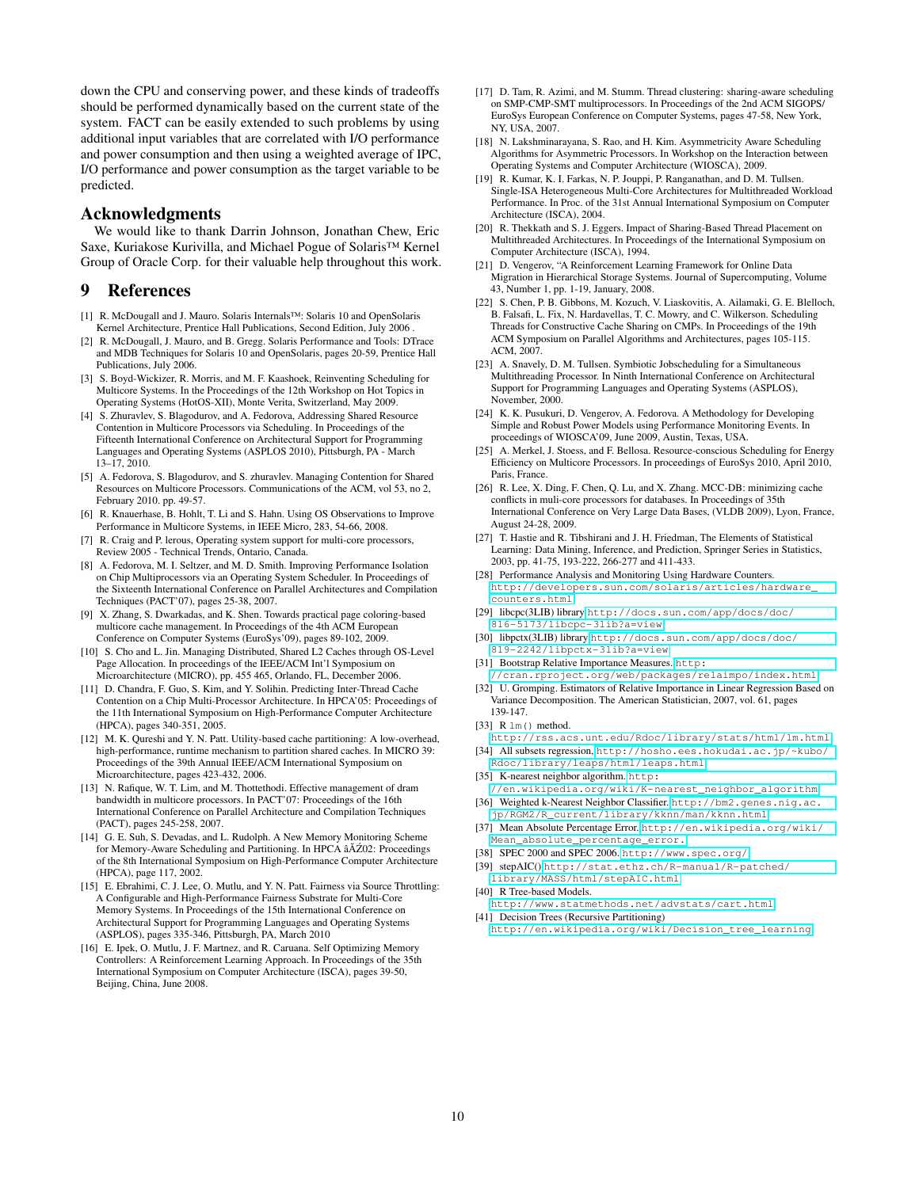down the CPU and conserving power, and these kinds of tradeoffs should be performed dynamically based on the current state of the system. FACT can be easily extended to such problems by using additional input variables that are correlated with I/O performance and power consumption and then using a weighted average of IPC, I/O performance and power consumption as the target variable to be predicted.

## Acknowledgments

We would like to thank Darrin Johnson, Jonathan Chew, Eric Saxe, Kuriakose Kurivilla, and Michael Pogue of Solaris™ Kernel Group of Oracle Corp. for their valuable help throughout this work.

# 9 References

[1] R. McDougall and J. Mauro. Solaris Internals™: Solaris 10 and OpenSolaris Kernel Architecture, Prentice Hall Publications, Second Edition, July 2006 .

[2] R. McDougall, J. Mauro, and B. Gregg. Solaris Performance and Tools: DTrace and MDB Techniques for Solaris 10 and OpenSolaris, pages 20-59, Prentice Hall Publications, July 2006.

[3] S. Boyd-Wickizer, R. Morris, and M. F. Kaashoek, Reinventing Scheduling for Multicore Systems. In the Proceedings of the 12th Workshop on Hot Topics in Operating Systems (HotOS-XII), Monte Verita, Switzerland, May 2009.

[4] S. Zhuravlev, S. Blagodurov, and A. Fedorova, Addressing Shared Resource Contention in Multicore Processors via Scheduling. In Proceedings of the Fifteenth International Conference on Architectural Support for Programming Languages and Operating Systems (ASPLOS 2010), Pittsburgh, PA - March 13–17, 2010.

[5] A. Fedorova, S. Blagodurov, and S. zhuravlev. Managing Contention for Shared Resources on Multicore Processors. Communications of the ACM, vol 53, no 2, February 2010. pp. 49-57.

[6] R. Knauerhase, B. Hohlt, T. Li and S. Hahn. Using OS Observations to Improve Performance in Multicore Systems, in IEEE Micro, 283, 54-66, 2008.

[7] R. Craig and P. lerous, Operating system support for multi-core processors, Review 2005 - Technical Trends, Ontario, Canada.

[8] A. Fedorova, M. I. Seltzer, and M. D. Smith. Improving Performance Isolation on Chip Multiprocessors via an Operating System Scheduler. In Proceedings of the Sixteenth International Conference on Parallel Architectures and Compilation Techniques (PACT'07), pages 25-38, 2007.

[9] X. Zhang, S. Dwarkadas, and K. Shen. Towards practical page coloring-based multicore cache management. In Proceedings of the 4th ACM European Conference on Computer Systems (EuroSys'09), pages 89-102, 2009.

[10] S. Cho and L. Jin. Managing Distributed, Shared L2 Caches through OS-Level Page Allocation. In proceedings of the IEEE/ACM Int'l Symposium on Microarchitecture (MICRO), pp. 455 465, Orlando, FL, December 2006.

[11] D. Chandra, F. Guo, S. Kim, and Y. Solihin. Predicting Inter-Thread Cache Contention on a Chip Multi-Processor Architecture. In HPCA'05: Proceedings of the 11th International Symposium on High-Performance Computer Architecture (HPCA), pages 340-351, 2005.

[12] M. K. Qureshi and Y. N. Patt. Utility-based cache partitioning: A low-overhead, high-performance, runtime mechanism to partition shared caches. In MICRO 39: Proceedings of the 39th Annual IEEE/ACM International Symposium on Microarchitecture, pages 423-432, 2006.

[13] N. Rafique, W. T. Lim, and M. Thottethodi. Effective management of dram bandwidth in multicore processors. In PACT'07: Proceedings of the 16th International Conference on Parallel Architecture and Compilation Techniques (PACT), pages 245-258, 2007.

[14] G. E. Suh, S. Devadas, and L. Rudolph. A New Memory Monitoring Scheme for Memory-Aware Scheduling and Partitioning. In HPCA âĂŹ02: Proceedings of the 8th International Symposium on High-Performance Computer Architecture (HPCA), page 117, 2002.

[15] E. Ebrahimi, C. J. Lee, O. Mutlu, and Y. N. Patt. Fairness via Source Throttling: A Configurable and High-Performance Fairness Substrate for Multi-Core Memory Systems. In Proceedings of the 15th International Conference on Architectural Support for Programming Languages and Operating Systems (ASPLOS), pages 335-346, Pittsburgh, PA, March 2010

[16] E. Ipek, O. Mutlu, J. F. Martnez, and R. Caruana. Self Optimizing Memory Controllers: A Reinforcement Learning Approach. In Proceedings of the 35th International Symposium on Computer Architecture (ISCA), pages 39-50, Beijing, China, June 2008.

[17] D. Tam, R. Azimi, and M. Stumm. Thread clustering: sharing-aware scheduling on SMP-CMP-SMT multiprocessors. In Proceedings of the 2nd ACM SIGOPS/ EuroSys European Conference on Computer Systems, pages 47-58, New York, NY, USA, 2007.

[18] N. Lakshminarayana, S. Rao, and H. Kim. Asymmetricity Aware Scheduling Algorithms for Asymmetric Processors. In Workshop on the Interaction between Operating Systems and Computer Architecture (WIOSCA), 2009.

[19] R. Kumar, K. I. Farkas, N. P. Jouppi, P. Ranganathan, and D. M. Tullsen. Single-ISA Heterogeneous Multi-Core Architectures for Multithreaded Workload Performance. In Proc. of the 31st Annual International Symposium on Computer Architecture (ISCA), 2004.

[20] R. Thekkath and S. J. Eggers. Impact of Sharing-Based Thread Placement on Multithreaded Architectures. In Proceedings of the International Symposium on Computer Architecture (ISCA), 1994.

[21] D. Vengerov, "A Reinforcement Learning Framework for Online Data Migration in Hierarchical Storage Systems. Journal of Supercomputing, Volume 43, Number 1, pp. 1-19, January, 2008.

[22] S. Chen, P. B. Gibbons, M. Kozuch, V. Liaskovitis, A. Ailamaki, G. E. Blelloch, B. Falsafi, L. Fix, N. Hardavellas, T. C. Mowry, and C. Wilkerson. Scheduling Threads for Constructive Cache Sharing on CMPs. In Proceedings of the 19th ACM Symposium on Parallel Algorithms and Architectures, pages 105-115. ACM, 2007.

[23] A. Snavely, D. M. Tullsen. Symbiotic Jobscheduling for a Simultaneous Multithreading Processor. In Ninth International Conference on Architectural Support for Programming Languages and Operating Systems (ASPLOS), November, 2000.

[24] K. K. Pusukuri, D. Vengerov, A. Fedorova. A Methodology for Developing Simple and Robust Power Models using Performance Monitoring Events. In proceedings of WIOSCA'09, June 2009, Austin, Texas, USA.

[25] A. Merkel, J. Stoess, and F. Bellosa. Resource-conscious Scheduling for Energy Efficiency on Multicore Processors. In proceedings of EuroSys 2010, April 2010, Paris, France.

[26] R. Lee, X. Ding, F. Chen, Q. Lu, and X. Zhang. MCC-DB: minimizing cache conflicts in muli-core processors for databases. In Proceedings of 35th International Conference on Very Large Data Bases, (VLDB 2009), Lyon, France, August 24-28, 2009.

[27] T. Hastie and R. Tibshirani and J. H. Friedman, The Elements of Statistical Learning: Data Mining, Inference, and Prediction, Springer Series in Statistics, 2003, pp. 41-75, 193-222, 266-277 and 411-433.

[28] Performance Analysis and Monitoring Using Hardware Counters. http://developers.sun.com/solaris/articles/hardware_counters.html

[29] libcpc(3LIB) library http://docs.sun.com/app/docs/doc/816-5173/libcpc-3lib?a=view

[30] libpctx(3LIB) library http://docs.sun.com/app/docs/doc/819-2242/libpctx-3lib?a=view

[31] Bootstrap Relative Importance Measures. http://cran.rproject.org/web/packages/relaimpo/index.html

[32] U. Gromping. Estimators of Relative Importance in Linear Regression Based on Variance Decomposition. The American Statistician, 2007, vol. 61, pages 139-147.

[33] R `lm()` method. http://rss.acs.unt.edu/Rdoc/library/stats/html/lm.html

[34] All subsets regression. http://hosho.ees.hokudai.ac.jp/~kubo/Rdoc/library/leaps/html/leaps.html

[35] K-nearest neighbor algorithm. http://en.wikipedia.org/wiki/K-nearest_neighbor_algorithm

[36] Weighted k-Nearest Neighbor Classifier. http://bm2.genes.nig.ac.jp/RGM2/R_current/library/kknn/man/kknn.html

[37] Mean Absolute Percentage Error. http://en.wikipedia.org/wiki/Mean_absolute_percentage_error.

[38] SPEC 2000 and SPEC 2006. http://www.spec.org/

[39] stepAIC() http://stat.ethz.ch/R-manual/R-patched/library/MASS/html/stepAIC.html

[40] R Tree-based Models. http://www.statmethods.net/advstats/cart.html

[41] Decision Trees (Recursive Partitioning) http://en.wikipedia.org/wiki/Decision_tree_learning